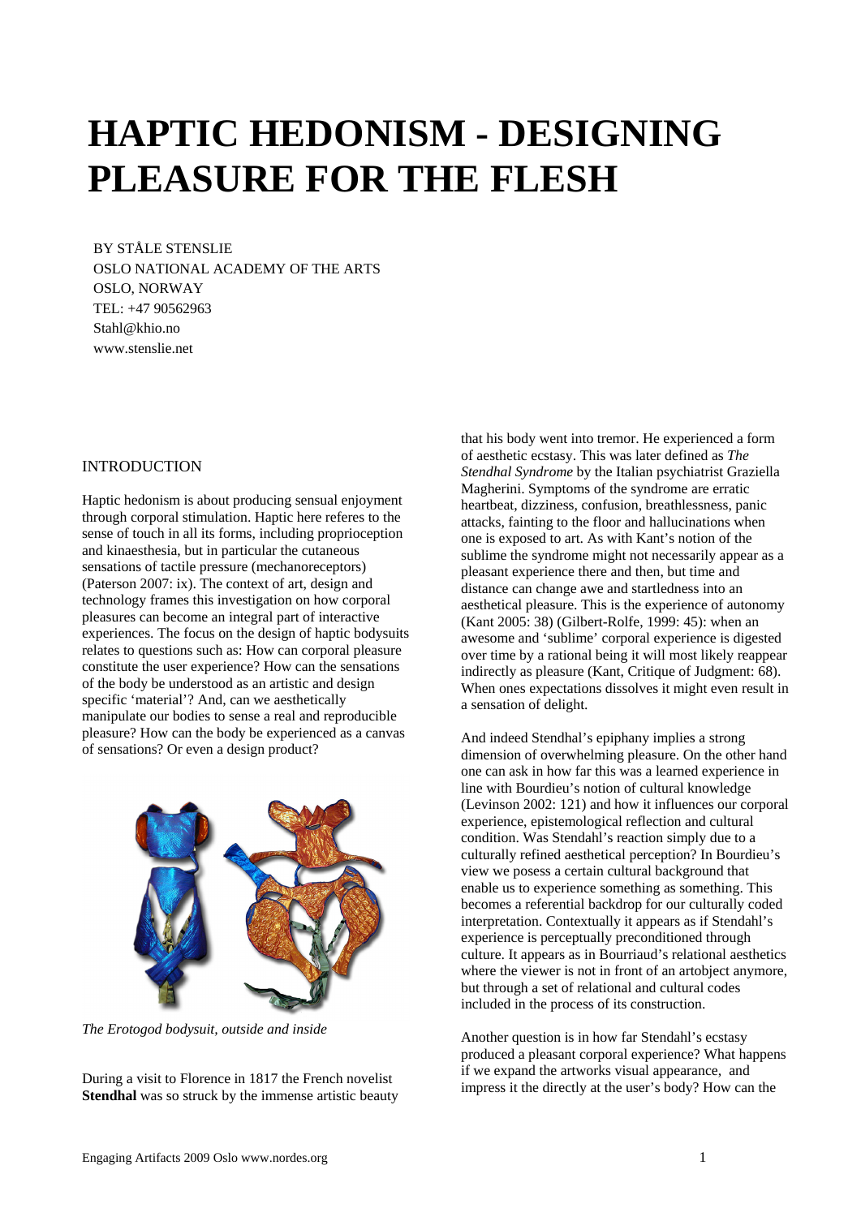# HAPTIC HEDONISM - DESIGNING PLEASURE FOR THE FLESH

BY STÅLE STENSLIE
OSLO NATIONAL ACADEMY OF THE ARTS
OSLO, NORWAY
TEL: +47 90562963
Stahl@khio.no
www.stenslie.net

## INTRODUCTION

Haptic hedonism is about producing sensual enjoyment through corporal stimulation. Haptic here referes to the sense of touch in all its forms, including proprioception and kinaesthesia, but in particular the cutaneous sensations of tactile pressure (mechanoreceptors) (Paterson 2007: ix). The context of art, design and technology frames this investigation on how corporal pleasures can become an integral part of interactive experiences. The focus on the design of haptic bodysuits relates to questions such as: How can corporal pleasure constitute the user experience? How can the sensations of the body be understood as an artistic and design specific 'material'? And, can we aesthetically manipulate our bodies to sense a real and reproducible pleasure? How can the body be experienced as a canvas of sensations? Or even a design product?

*The Erotogod bodysuit, outside and inside*

During a visit to Florence in 1817 the French novelist **Stendhal** was so struck by the immense artistic beauty that his body went into tremor. He experienced a form of aesthetic ecstasy. This was later defined as *The Stendhal Syndrome* by the Italian psychiatrist Graziella Magherini. Symptoms of the syndrome are erratic heartbeat, dizziness, confusion, breathlessness, panic attacks, fainting to the floor and hallucinations when one is exposed to art. As with Kant's notion of the sublime the syndrome might not necessarily appear as a pleasant experience there and then, but time and distance can change awe and startledness into an aesthetical pleasure. This is the experience of autonomy (Kant 2005: 38) (Gilbert-Rolfe, 1999: 45): when an awesome and 'sublime' corporal experience is digested over time by a rational being it will most likely reappear indirectly as pleasure (Kant, Critique of Judgment: 68). When ones expectations dissolves it might even result in a sensation of delight.

And indeed Stendhal's epiphany implies a strong dimension of overwhelming pleasure. On the other hand one can ask in how far this was a learned experience in line with Bourdieu's notion of cultural knowledge (Levinson 2002: 121) and how it influences our corporal experience, epistemological reflection and cultural condition. Was Stendahl's reaction simply due to a culturally refined aesthetical perception? In Bourdieu's view we posess a certain cultural background that enable us to experience something as something. This becomes a referential backdrop for our culturally coded interpretation. Contextually it appears as if Stendahl's experience is perceptually preconditioned through culture. It appears as in Bourriaud's relational aesthetics where the viewer is not in front of an artobject anymore, but through a set of relational and cultural codes included in the process of its construction.

Another question is in how far Stendahl's ecstasy produced a pleasant corporal experience? What happens if we expand the artworks visual appearance, and impress it the directly at the user's body? How can the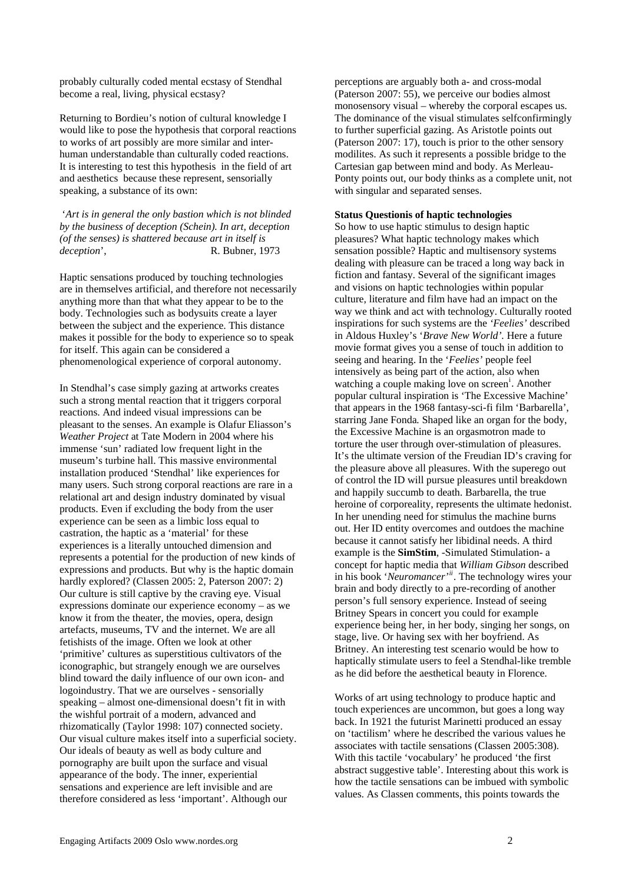probably culturally coded mental ecstasy of Stendhal become a real, living, physical ecstasy?

Returning to Bordieu's notion of cultural knowledge I would like to pose the hypothesis that corporal reactions to works of art possibly are more similar and inter-human understandable than culturally coded reactions. It is interesting to test this hypothesis in the field of art and aesthetics because these represent, sensorially speaking, a substance of its own:

'*Art is in general the only bastion which is not blinded by the business of deception (Schein). In art, deception (of the senses) is shattered because art in itself is deception*', R. Bubner, 1973

Haptic sensations produced by touching technologies are in themselves artificial, and therefore not necessarily anything more than that what they appear to be to the body. Technologies such as bodysuits create a layer between the subject and the experience. This distance makes it possible for the body to experience so to speak for itself. This again can be considered a phenomenological experience of corporal autonomy.

In Stendhal's case simply gazing at artworks creates such a strong mental reaction that it triggers corporal reactions. And indeed visual impressions can be pleasant to the senses. An example is Olafur Eliasson's *Weather Project* at Tate Modern in 2004 where his immense 'sun' radiated low frequent light in the museum's turbine hall. This massive environmental installation produced 'Stendhal' like experiences for many users. Such strong corporal reactions are rare in a relational art and design industry dominated by visual products. Even if excluding the body from the user experience can be seen as a limbic loss equal to castration, the haptic as a 'material' for these experiences is a literally untouched dimension and represents a potential for the production of new kinds of expressions and products. But why is the haptic domain hardly explored? (Classen 2005: 2, Paterson 2007: 2) Our culture is still captive by the craving eye. Visual expressions dominate our experience economy – as we know it from the theater, the movies, opera, design artefacts, museums, TV and the internet. We are all fetishists of the image. Often we look at other 'primitive' cultures as superstitious cultivators of the iconographic, but strangely enough we are ourselves blind toward the daily influence of our own icon- and logoindustry. That we are ourselves - sensorially speaking – almost one-dimensional doesn't fit in with the wishful portrait of a modern, advanced and rhizomatically (Taylor 1998: 107) connected society. Our visual culture makes itself into a superficial society. Our ideals of beauty as well as body culture and pornography are built upon the surface and visual appearance of the body. The inner, experiential sensations and experience are left invisible and are therefore considered as less 'important'. Although our perceptions are arguably both a- and cross-modal (Paterson 2007: 55), we perceive our bodies almost monosensory visual – whereby the corporal escapes us. The dominance of the visual stimulates selfconfirmingly to further superficial gazing. As Aristotle points out (Paterson 2007: 17), touch is prior to the other sensory modilites. As such it represents a possible bridge to the Cartesian gap between mind and body. As Merleau-Ponty points out, our body thinks as a complete unit, not with singular and separated senses.

**Status Questionis of haptic technologies**

So how to use haptic stimulus to design haptic pleasures? What haptic technology makes which sensation possible? Haptic and multisensory systems dealing with pleasure can be traced a long way back in fiction and fantasy. Several of the significant images and visions on haptic technologies within popular culture, literature and film have had an impact on the way we think and act with technology. Culturally rooted inspirations for such systems are the '*Feelies*' described in Aldous Huxley's '*Brave New World*'. Here a future movie format gives you a sense of touch in addition to seeing and hearing. In the '*Feelies*' people feel intensively as being part of the action, also when watching a couple making love on screen[i]. Another popular cultural inspiration is 'The Excessive Machine' that appears in the 1968 fantasy-sci-fi film 'Barbarella', starring Jane Fonda*.* Shaped like an organ for the body, the Excessive Machine is an orgasmotron made to torture the user through over-stimulation of pleasures. It's the ultimate version of the Freudian ID's craving for the pleasure above all pleasures. With the superego out of control the ID will pursue pleasures until breakdown and happily succumb to death. Barbarella, the true heroine of corporeality, represents the ultimate hedonist. In her unending need for stimulus the machine burns out. Her ID entity overcomes and outdoes the machine because it cannot satisfy her libidinal needs. A third example is the **SimStim**, -Simulated Stimulation- a concept for haptic media that *William Gibson* described in his book '*Neuromancer'*[ii]. The technology wires your brain and body directly to a pre-recording of another person's full sensory experience. Instead of seeing Britney Spears in concert you could for example experience being her, in her body, singing her songs, on stage, live. Or having sex with her boyfriend. As Britney. An interesting test scenario would be how to haptically stimulate users to feel a Stendhal-like tremble as he did before the aesthetical beauty in Florence.

Works of art using technology to produce haptic and touch experiences are uncommon, but goes a long way back. In 1921 the futurist Marinetti produced an essay on 'tactilism' where he described the various values he associates with tactile sensations (Classen 2005:308). With this tactile 'vocabulary' he produced 'the first abstract suggestive table'. Interesting about this work is how the tactile sensations can be imbued with symbolic values. As Classen comments, this points towards the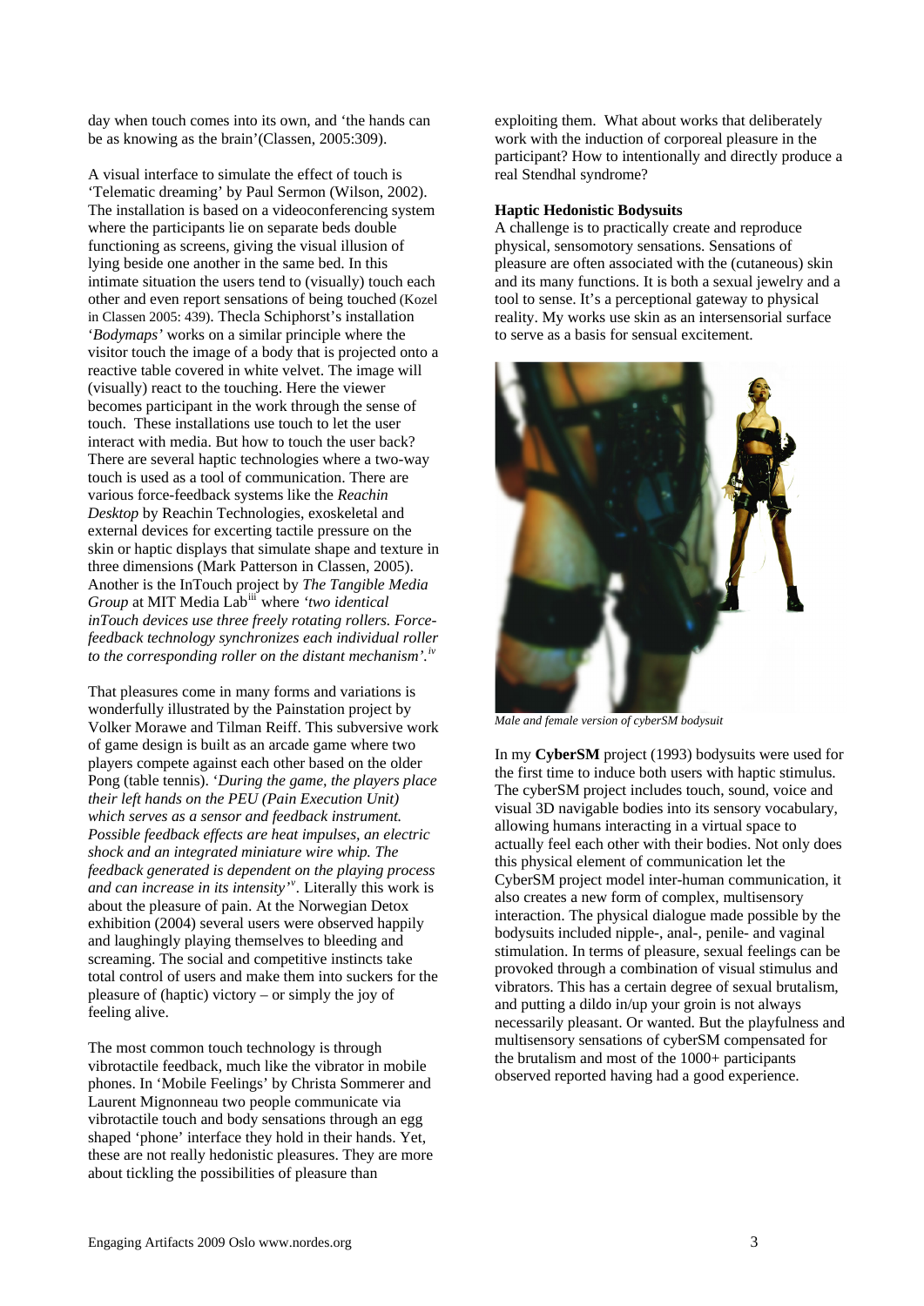day when touch comes into its own, and 'the hands can be as knowing as the brain'(Classen, 2005:309).

A visual interface to simulate the effect of touch is 'Telematic dreaming' by Paul Sermon (Wilson, 2002). The installation is based on a videoconferencing system where the participants lie on separate beds double functioning as screens, giving the visual illusion of lying beside one another in the same bed. In this intimate situation the users tend to (visually) touch each other and even report sensations of being touched (Kozel in Classen 2005: 439). Thecla Schiphorst's installation '*Bodymaps*' works on a similar principle where the visitor touch the image of a body that is projected onto a reactive table covered in white velvet. The image will (visually) react to the touching. Here the viewer becomes participant in the work through the sense of touch. These installations use touch to let the user interact with media. But how to touch the user back? There are several haptic technologies where a two-way touch is used as a tool of communication. There are various force-feedback systems like the *Reachin Desktop* by Reachin Technologies, exoskeletal and external devices for excerting tactile pressure on the skin or haptic displays that simulate shape and texture in three dimensions (Mark Patterson in Classen, 2005). Another is the InTouch project by *The Tangible Media Group* at MIT Media Lab[iii] where *'two identical inTouch devices use three freely rotating rollers. Force-feedback technology synchronizes each individual roller to the corresponding roller on the distant mechanism'.*[iv]

That pleasures come in many forms and variations is wonderfully illustrated by the Painstation project by Volker Morawe and Tilman Reiff. This subversive work of game design is built as an arcade game where two players compete against each other based on the older Pong (table tennis). '*During the game, the players place their left hands on the PEU (Pain Execution Unit) which serves as a sensor and feedback instrument. Possible feedback effects are heat impulses, an electric shock and an integrated miniature wire whip. The feedback generated is dependent on the playing process and can increase in its intensity'*[v]. Literally this work is about the pleasure of pain. At the Norwegian Detox exhibition (2004) several users were observed happily and laughingly playing themselves to bleeding and screaming. The social and competitive instincts take total control of users and make them into suckers for the pleasure of (haptic) victory – or simply the joy of feeling alive.

The most common touch technology is through vibrotactile feedback, much like the vibrator in mobile phones. In 'Mobile Feelings' by Christa Sommerer and Laurent Mignonneau two people communicate via vibrotactile touch and body sensations through an egg shaped 'phone' interface they hold in their hands. Yet, these are not really hedonistic pleasures. They are more about tickling the possibilities of pleasure than exploiting them. What about works that deliberately work with the induction of corporeal pleasure in the participant? How to intentionally and directly produce a real Stendhal syndrome?

### Haptic Hedonistic Bodysuits

A challenge is to practically create and reproduce physical, sensomotory sensations. Sensations of pleasure are often associated with the (cutaneous) skin and its many functions. It is both a sexual jewelry and a tool to sense. It's a perceptional gateway to physical reality. My works use skin as an intersensorial surface to serve as a basis for sensual excitement.

*Male and female version of cyberSM bodysuit*

In my **CyberSM** project (1993) bodysuits were used for the first time to induce both users with haptic stimulus. The cyberSM project includes touch, sound, voice and visual 3D navigable bodies into its sensory vocabulary, allowing humans interacting in a virtual space to actually feel each other with their bodies. Not only does this physical element of communication let the CyberSM project model inter-human communication, it also creates a new form of complex, multisensory interaction. The physical dialogue made possible by the bodysuits included nipple-, anal-, penile- and vaginal stimulation. In terms of pleasure, sexual feelings can be provoked through a combination of visual stimulus and vibrators. This has a certain degree of sexual brutalism, and putting a dildo in/up your groin is not always necessarily pleasant. Or wanted. But the playfulness and multisensory sensations of cyberSM compensated for the brutalism and most of the 1000+ participants observed reported having had a good experience.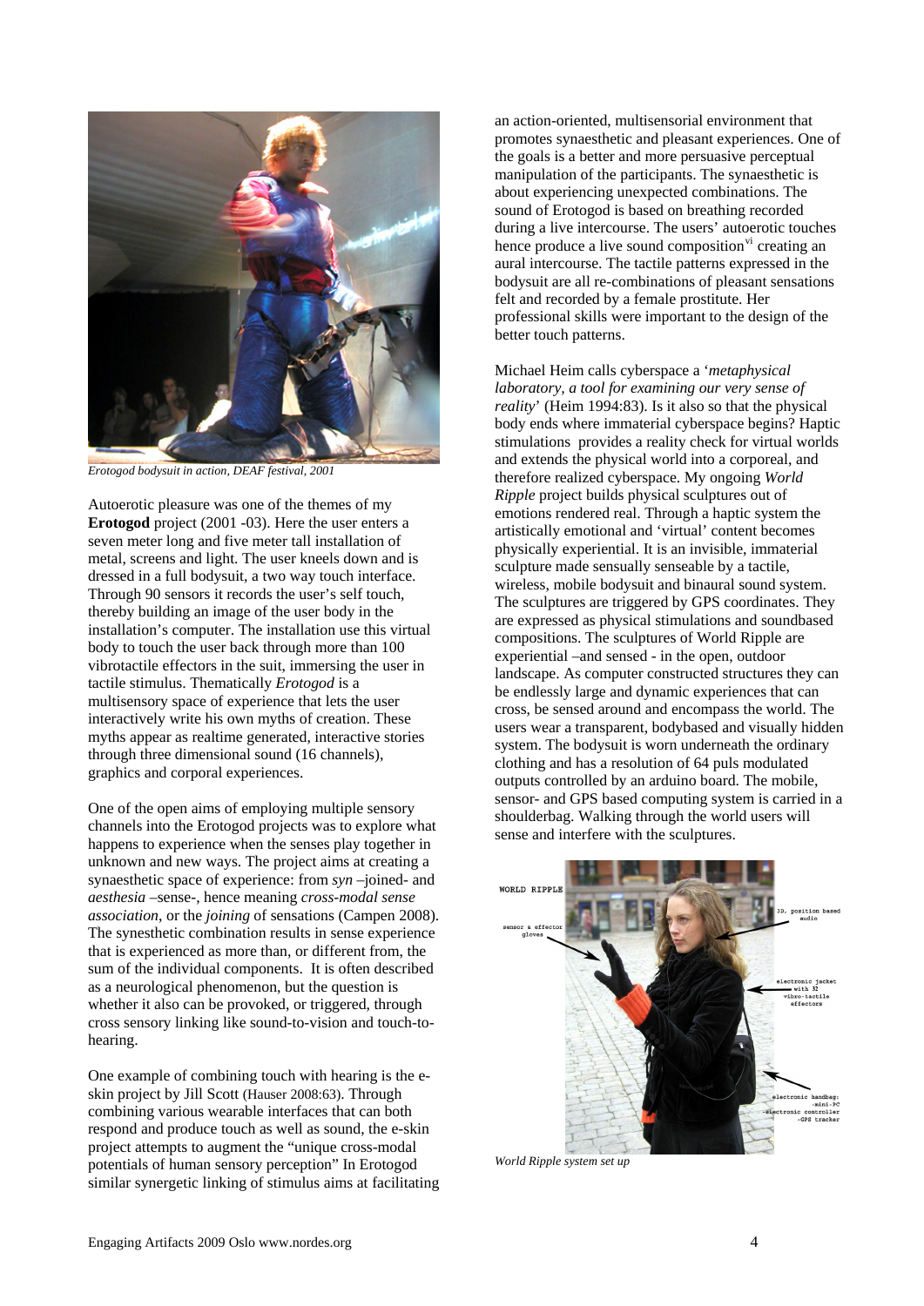*Erotogod bodysuit in action, DEAF festival, 2001*

Autoerotic pleasure was one of the themes of my **Erotogod** project (2001 -03). Here the user enters a seven meter long and five meter tall installation of metal, screens and light. The user kneels down and is dressed in a full bodysuit, a two way touch interface. Through 90 sensors it records the user's self touch, thereby building an image of the user body in the installation's computer. The installation use this virtual body to touch the user back through more than 100 vibrotactile effectors in the suit, immersing the user in tactile stimulus. Thematically *Erotogod* is a multisensory space of experience that lets the user interactively write his own myths of creation. These myths appear as realtime generated, interactive stories through three dimensional sound (16 channels), graphics and corporal experiences.

One of the open aims of employing multiple sensory channels into the Erotogod projects was to explore what happens to experience when the senses play together in unknown and new ways. The project aims at creating a synaesthetic space of experience: from *syn* –joined- and *aesthesia* –sense-, hence meaning *cross-modal sense association*, or the *joining* of sensations (Campen 2008). The synesthetic combination results in sense experience that is experienced as more than, or different from, the sum of the individual components. It is often described as a neurological phenomenon, but the question is whether it also can be provoked, or triggered, through cross sensory linking like sound-to-vision and touch-to-hearing.

One example of combining touch with hearing is the e-skin project by Jill Scott (Hauser 2008:63). Through combining various wearable interfaces that can both respond and produce touch as well as sound, the e-skin project attempts to augment the "unique cross-modal potentials of human sensory perception" In Erotogod similar synergetic linking of stimulus aims at facilitating an action-oriented, multisensorial environment that promotes synaesthetic and pleasant experiences. One of the goals is a better and more persuasive perceptual manipulation of the participants. The synaesthetic is about experiencing unexpected combinations. The sound of Erotogod is based on breathing recorded during a live intercourse. The users' autoerotic touches hence produce a live sound composition[vi] creating an aural intercourse. The tactile patterns expressed in the bodysuit are all re-combinations of pleasant sensations felt and recorded by a female prostitute. Her professional skills were important to the design of the better touch patterns.

Michael Heim calls cyberspace a '*metaphysical laboratory, a tool for examining our very sense of reality*' (Heim 1994:83). Is it also so that the physical body ends where immaterial cyberspace begins? Haptic stimulations provides a reality check for virtual worlds and extends the physical world into a corporeal, and therefore realized cyberspace. My ongoing *World Ripple* project builds physical sculptures out of emotions rendered real. Through a haptic system the artistically emotional and 'virtual' content becomes physically experiential. It is an invisible, immaterial sculpture made sensually senseable by a tactile, wireless, mobile bodysuit and binaural sound system. The sculptures are triggered by GPS coordinates. They are expressed as physical stimulations and soundbased compositions. The sculptures of World Ripple are experiential –and sensed - in the open, outdoor landscape. As computer constructed structures they can be endlessly large and dynamic experiences that can cross, be sensed around and encompass the world. The users wear a transparent, bodybased and visually hidden system. The bodysuit is worn underneath the ordinary clothing and has a resolution of 64 puls modulated outputs controlled by an arduino board. The mobile, sensor- and GPS based computing system is carried in a shoulderbag. Walking through the world users will sense and interfere with the sculptures.

*World Ripple system set up*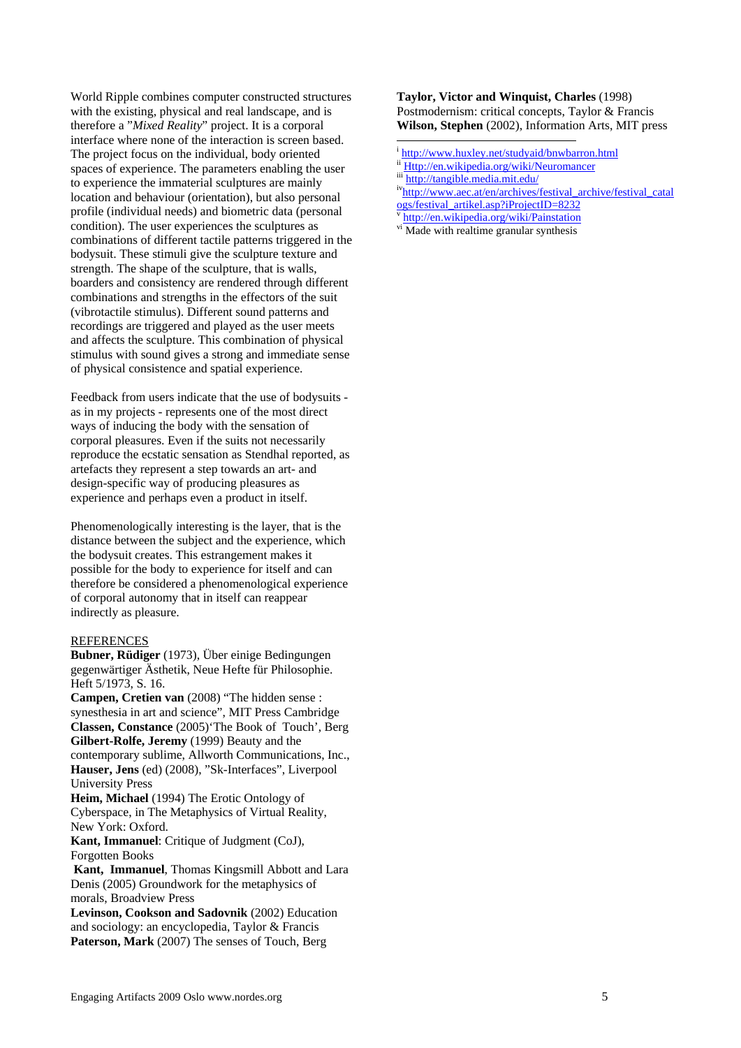World Ripple combines computer constructed structures with the existing, physical and real landscape, and is therefore a "*Mixed Reality*" project. It is a corporal interface where none of the interaction is screen based. The project focus on the individual, body oriented spaces of experience. The parameters enabling the user to experience the immaterial sculptures are mainly location and behaviour (orientation), but also personal profile (individual needs) and biometric data (personal condition). The user experiences the sculptures as combinations of different tactile patterns triggered in the bodysuit. These stimuli give the sculpture texture and strength. The shape of the sculpture, that is walls, boarders and consistency are rendered through different combinations and strengths in the effectors of the suit (vibrotactile stimulus). Different sound patterns and recordings are triggered and played as the user meets and affects the sculpture. This combination of physical stimulus with sound gives a strong and immediate sense of physical consistence and spatial experience.

Feedback from users indicate that the use of bodysuits - as in my projects - represents one of the most direct ways of inducing the body with the sensation of corporal pleasures. Even if the suits not necessarily reproduce the ecstatic sensation as Stendhal reported, as artefacts they represent a step towards an art- and design-specific way of producing pleasures as experience and perhaps even a product in itself.

Phenomenologically interesting is the layer, that is the distance between the subject and the experience, which the bodysuit creates. This estrangement makes it possible for the body to experience for itself and can therefore be considered a phenomenological experience of corporal autonomy that in itself can reappear indirectly as pleasure.

## REFERENCES

**Bubner, Rüdiger** (1973), Über einige Bedingungen gegenwärtiger Ästhetik, Neue Hefte für Philosophie. Heft 5/1973, S. 16.

**Campen, Cretien van** (2008) "The hidden sense : synesthesia in art and science", MIT Press Cambridge

**Classen, Constance** (2005)'The Book of Touch', Berg

**Gilbert-Rolfe, Jeremy** (1999) Beauty and the contemporary sublime, Allworth Communications, Inc.,

**Hauser, Jens** (ed) (2008), "Sk-Interfaces", Liverpool University Press

**Heim, Michael** (1994) The Erotic Ontology of Cyberspace, in The Metaphysics of Virtual Reality, New York: Oxford.

**Kant, Immanuel**: Critique of Judgment (CoJ), Forgotten Books

**Kant, Immanuel**, Thomas Kingsmill Abbott and Lara Denis (2005) Groundwork for the metaphysics of morals, Broadview Press

**Levinson, Cookson and Sadovnik** (2002) Education and sociology: an encyclopedia, Taylor & Francis

**Paterson, Mark** (2007) The senses of Touch, Berg

**Taylor, Victor and Winquist, Charles** (1998) Postmodernism: critical concepts, Taylor & Francis

**Wilson, Stephen** (2002), Information Arts, MIT press

---

[i] http://www.huxley.net/studyaid/bnwbarron.html

[ii] Http://en.wikipedia.org/wiki/Neuromancer

[iii] http://tangible.media.mit.edu/

[iv] http://www.aec.at/en/archives/festival_archive/festival_catalogs/festival_artikel.asp?iProjectID=8232

[v] http://en.wikipedia.org/wiki/Painstation

[vi] Made with realtime granular synthesis